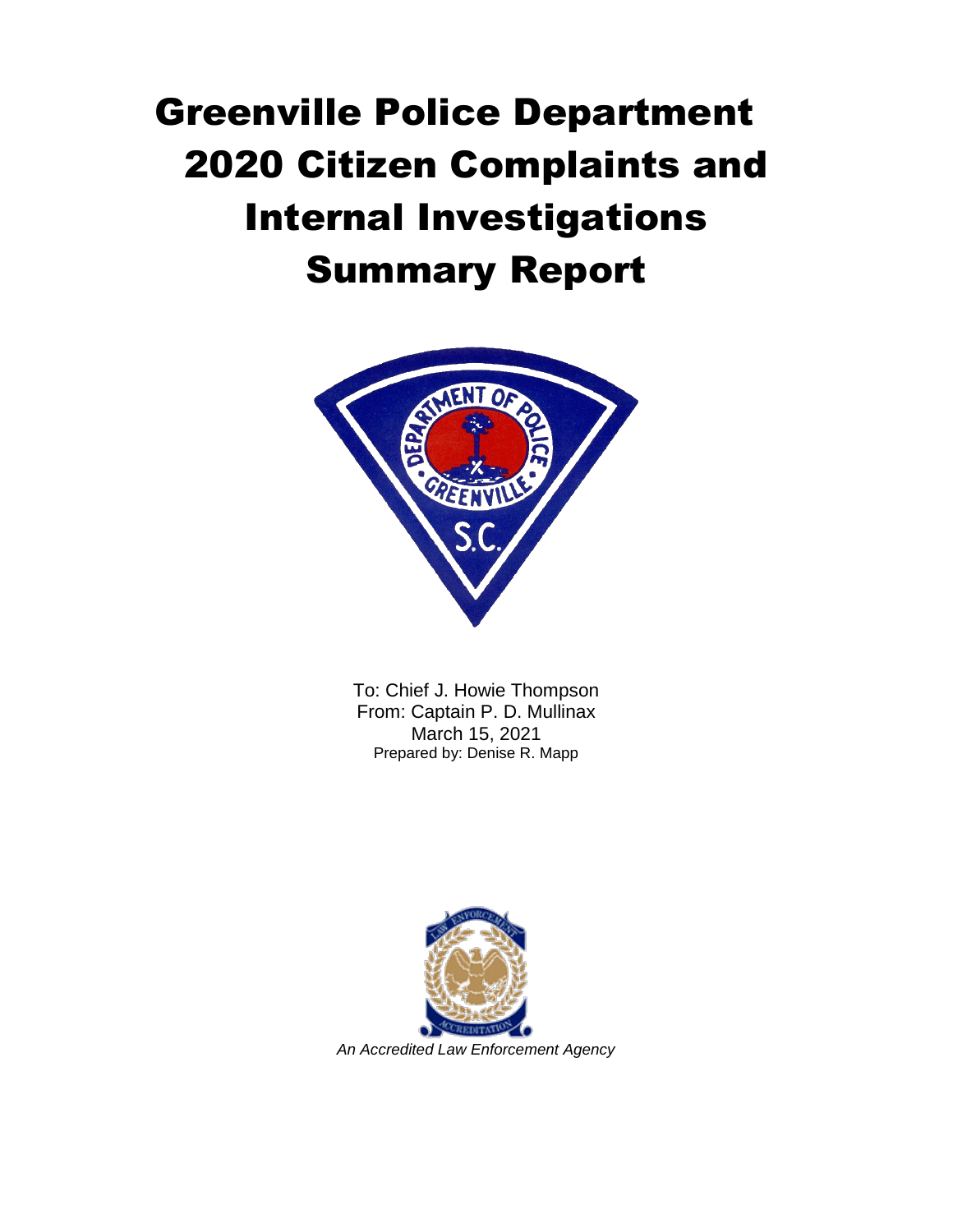# Greenville Police Department 2020 Citizen Complaints and Internal Investigations Summary Report

To: Chief J. Howie Thompson
From: Captain P. D. Mullinax
March 15, 2021
Prepared by: Denise R. Mapp

*An Accredited Law Enforcement Agency*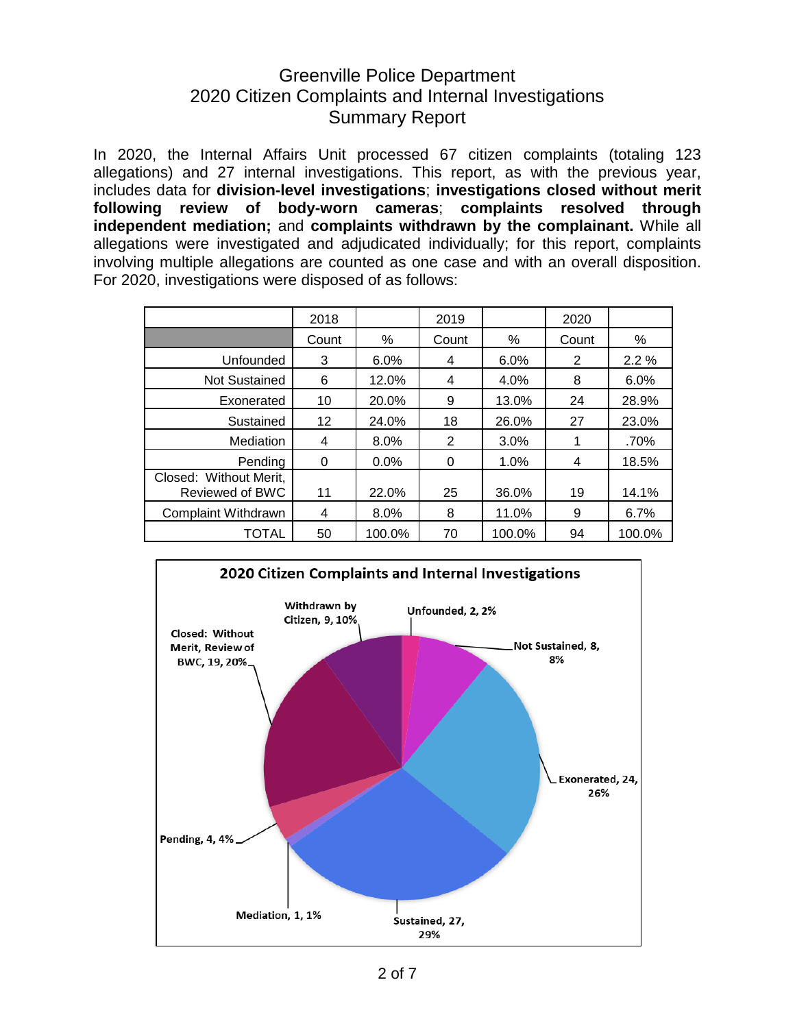# Greenville Police Department
# 2020 Citizen Complaints and Internal Investigations
# Summary Report

In 2020, the Internal Affairs Unit processed 67 citizen complaints (totaling 123 allegations) and 27 internal investigations. This report, as with the previous year, includes data for **division-level investigations**; **investigations closed without merit following review of body-worn cameras**; **complaints resolved through independent mediation;** and **complaints withdrawn by the complainant.** While all allegations were investigated and adjudicated individually; for this report, complaints involving multiple allegations are counted as one case and with an overall disposition. For 2020, investigations were disposed of as follows:

| | 2018 | | 2019 | | 2020 | |
|---|---|---|---|---|---|---|
| | Count | % | Count | % | Count | % |
| Unfounded | 3 | 6.0% | 4 | 6.0% | 2 | 2.2 % |
| Not Sustained | 6 | 12.0% | 4 | 4.0% | 8 | 6.0% |
| Exonerated | 10 | 20.0% | 9 | 13.0% | 24 | 28.9% |
| Sustained | 12 | 24.0% | 18 | 26.0% | 27 | 23.0% |
| Mediation | 4 | 8.0% | 2 | 3.0% | 1 | .70% |
| Pending | 0 | 0.0% | 0 | 1.0% | 4 | 18.5% |
| Closed: Without Merit, Reviewed of BWC | 11 | 22.0% | 25 | 36.0% | 19 | 14.1% |
| Complaint Withdrawn | 4 | 8.0% | 8 | 11.0% | 9 | 6.7% |
| TOTAL | 50 | 100.0% | 70 | 100.0% | 94 | 100.0% |

**2020 Citizen Complaints and Internal Investigations**

- Unfounded, 2, 2%
- Not Sustained, 8, 8%
- Exonerated, 24, 26%
- Sustained, 27, 29%
- Mediation, 1, 1%
- Pending, 4, 4%
- Closed: Without Merit, Review of BWC, 19, 20%
- Withdrawn by Citizen, 9, 10%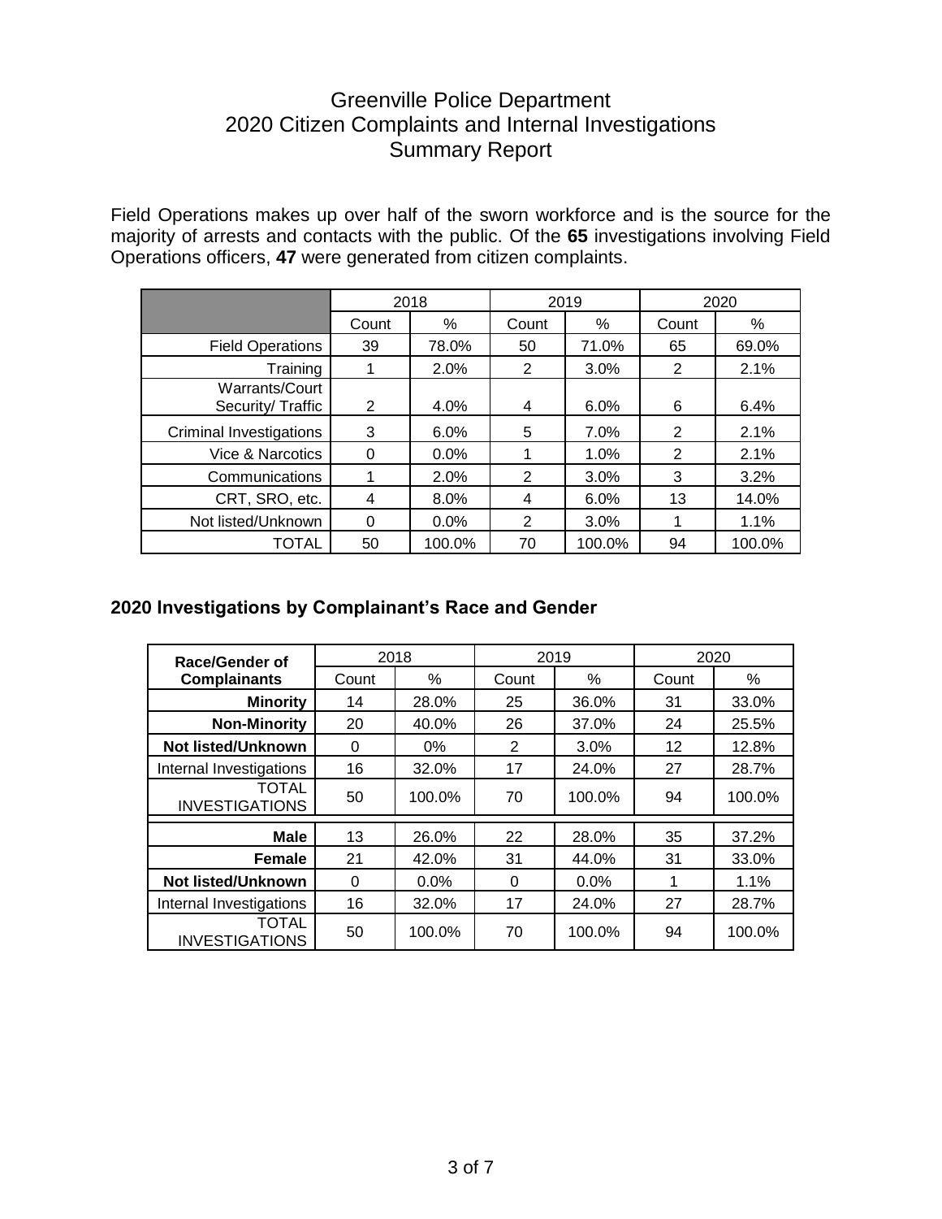# Greenville Police Department
# 2020 Citizen Complaints and Internal Investigations
# Summary Report

Field Operations makes up over half of the sworn workforce and is the source for the majority of arrests and contacts with the public. Of the **65** investigations involving Field Operations officers, **47** were generated from citizen complaints.

| | 2018 | | 2019 | | 2020 | |
|---|---|---|---|---|---|---|
| | Count | % | Count | % | Count | % |
| Field Operations | 39 | 78.0% | 50 | 71.0% | 65 | 69.0% |
| Training | 1 | 2.0% | 2 | 3.0% | 2 | 2.1% |
| Warrants/Court Security/ Traffic | 2 | 4.0% | 4 | 6.0% | 6 | 6.4% |
| Criminal Investigations | 3 | 6.0% | 5 | 7.0% | 2 | 2.1% |
| Vice & Narcotics | 0 | 0.0% | 1 | 1.0% | 2 | 2.1% |
| Communications | 1 | 2.0% | 2 | 3.0% | 3 | 3.2% |
| CRT, SRO, etc. | 4 | 8.0% | 4 | 6.0% | 13 | 14.0% |
| Not listed/Unknown | 0 | 0.0% | 2 | 3.0% | 1 | 1.1% |
| TOTAL | 50 | 100.0% | 70 | 100.0% | 94 | 100.0% |

## 2020 Investigations by Complainant's Race and Gender

| Race/Gender of Complainants | 2018 | | 2019 | | 2020 | |
|---|---|---|---|---|---|---|
| | Count | % | Count | % | Count | % |
| **Minority** | 14 | 28.0% | 25 | 36.0% | 31 | 33.0% |
| **Non-Minority** | 20 | 40.0% | 26 | 37.0% | 24 | 25.5% |
| **Not listed/Unknown** | 0 | 0% | 2 | 3.0% | 12 | 12.8% |
| Internal Investigations | 16 | 32.0% | 17 | 24.0% | 27 | 28.7% |
| TOTAL INVESTIGATIONS | 50 | 100.0% | 70 | 100.0% | 94 | 100.0% |
| **Male** | 13 | 26.0% | 22 | 28.0% | 35 | 37.2% |
| **Female** | 21 | 42.0% | 31 | 44.0% | 31 | 33.0% |
| **Not listed/Unknown** | 0 | 0.0% | 0 | 0.0% | 1 | 1.1% |
| Internal Investigations | 16 | 32.0% | 17 | 24.0% | 27 | 28.7% |
| TOTAL INVESTIGATIONS | 50 | 100.0% | 70 | 100.0% | 94 | 100.0% |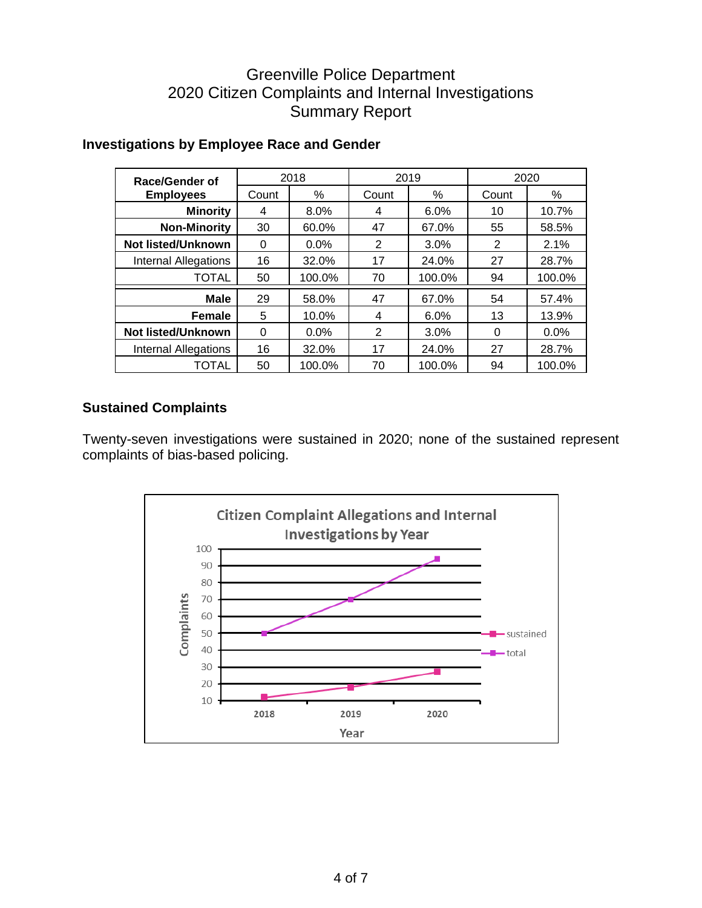# Greenville Police Department
# 2020 Citizen Complaints and Internal Investigations
# Summary Report

## Investigations by Employee Race and Gender

| Race/Gender of Employees | 2018 | | 2019 | | 2020 | |
|---|---|---|---|---|---|---|
| | Count | % | Count | % | Count | % |
| **Minority** | 4 | 8.0% | 4 | 6.0% | 10 | 10.7% |
| **Non-Minority** | 30 | 60.0% | 47 | 67.0% | 55 | 58.5% |
| **Not listed/Unknown** | 0 | 0.0% | 2 | 3.0% | 2 | 2.1% |
| Internal Allegations | 16 | 32.0% | 17 | 24.0% | 27 | 28.7% |
| TOTAL | 50 | 100.0% | 70 | 100.0% | 94 | 100.0% |
| **Male** | 29 | 58.0% | 47 | 67.0% | 54 | 57.4% |
| **Female** | 5 | 10.0% | 4 | 6.0% | 13 | 13.9% |
| **Not listed/Unknown** | 0 | 0.0% | 2 | 3.0% | 0 | 0.0% |
| Internal Allegations | 16 | 32.0% | 17 | 24.0% | 27 | 28.7% |
| TOTAL | 50 | 100.0% | 70 | 100.0% | 94 | 100.0% |

## Sustained Complaints

Twenty-seven investigations were sustained in 2020; none of the sustained represent complaints of bias-based policing.

**Citizen Complaint Allegations and Internal Investigations by Year**

| Year | sustained | total |
|---|---|---|
| 2018 | 12 | 50 |
| 2019 | 18 | 70 |
| 2020 | 27 | 94 |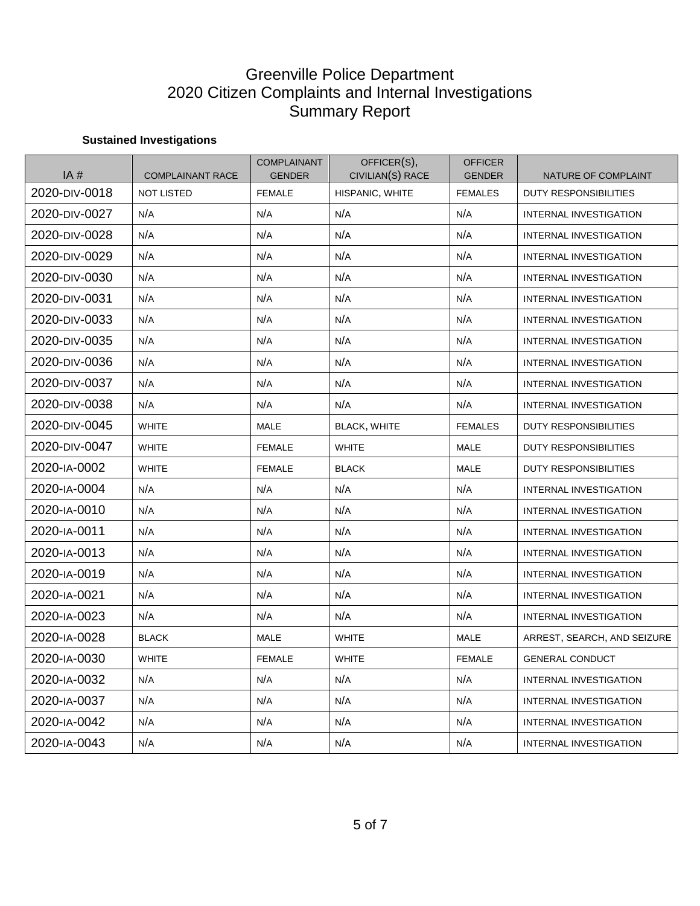# Greenville Police Department
# 2020 Citizen Complaints and Internal Investigations
# Summary Report

**Sustained Investigations**

| IA # | COMPLAINANT RACE | COMPLAINANT GENDER | OFFICER(S), CIVILIAN(S) RACE | OFFICER GENDER | NATURE OF COMPLAINT |
|---|---|---|---|---|---|
| 2020-DIV-0018 | NOT LISTED | FEMALE | HISPANIC, WHITE | FEMALES | DUTY RESPONSIBILITIES |
| 2020-DIV-0027 | N/A | N/A | N/A | N/A | INTERNAL INVESTIGATION |
| 2020-DIV-0028 | N/A | N/A | N/A | N/A | INTERNAL INVESTIGATION |
| 2020-DIV-0029 | N/A | N/A | N/A | N/A | INTERNAL INVESTIGATION |
| 2020-DIV-0030 | N/A | N/A | N/A | N/A | INTERNAL INVESTIGATION |
| 2020-DIV-0031 | N/A | N/A | N/A | N/A | INTERNAL INVESTIGATION |
| 2020-DIV-0033 | N/A | N/A | N/A | N/A | INTERNAL INVESTIGATION |
| 2020-DIV-0035 | N/A | N/A | N/A | N/A | INTERNAL INVESTIGATION |
| 2020-DIV-0036 | N/A | N/A | N/A | N/A | INTERNAL INVESTIGATION |
| 2020-DIV-0037 | N/A | N/A | N/A | N/A | INTERNAL INVESTIGATION |
| 2020-DIV-0038 | N/A | N/A | N/A | N/A | INTERNAL INVESTIGATION |
| 2020-DIV-0045 | WHITE | MALE | BLACK, WHITE | FEMALES | DUTY RESPONSIBILITIES |
| 2020-DIV-0047 | WHITE | FEMALE | WHITE | MALE | DUTY RESPONSIBILITIES |
| 2020-IA-0002 | WHITE | FEMALE | BLACK | MALE | DUTY RESPONSIBILITIES |
| 2020-IA-0004 | N/A | N/A | N/A | N/A | INTERNAL INVESTIGATION |
| 2020-IA-0010 | N/A | N/A | N/A | N/A | INTERNAL INVESTIGATION |
| 2020-IA-0011 | N/A | N/A | N/A | N/A | INTERNAL INVESTIGATION |
| 2020-IA-0013 | N/A | N/A | N/A | N/A | INTERNAL INVESTIGATION |
| 2020-IA-0019 | N/A | N/A | N/A | N/A | INTERNAL INVESTIGATION |
| 2020-IA-0021 | N/A | N/A | N/A | N/A | INTERNAL INVESTIGATION |
| 2020-IA-0023 | N/A | N/A | N/A | N/A | INTERNAL INVESTIGATION |
| 2020-IA-0028 | BLACK | MALE | WHITE | MALE | ARREST, SEARCH, AND SEIZURE |
| 2020-IA-0030 | WHITE | FEMALE | WHITE | FEMALE | GENERAL CONDUCT |
| 2020-IA-0032 | N/A | N/A | N/A | N/A | INTERNAL INVESTIGATION |
| 2020-IA-0037 | N/A | N/A | N/A | N/A | INTERNAL INVESTIGATION |
| 2020-IA-0042 | N/A | N/A | N/A | N/A | INTERNAL INVESTIGATION |
| 2020-IA-0043 | N/A | N/A | N/A | N/A | INTERNAL INVESTIGATION |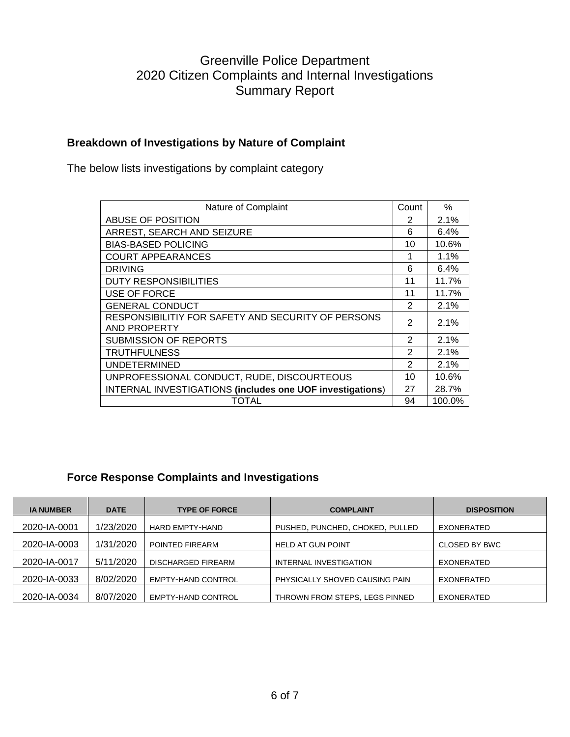# Greenville Police Department
# 2020 Citizen Complaints and Internal Investigations
# Summary Report

### Breakdown of Investigations by Nature of Complaint

The below lists investigations by complaint category

| Nature of Complaint | Count | % |
|---|---|---|
| ABUSE OF POSITION | 2 | 2.1% |
| ARREST, SEARCH AND SEIZURE | 6 | 6.4% |
| BIAS-BASED POLICING | 10 | 10.6% |
| COURT APPEARANCES | 1 | 1.1% |
| DRIVING | 6 | 6.4% |
| DUTY RESPONSIBILITIES | 11 | 11.7% |
| USE OF FORCE | 11 | 11.7% |
| GENERAL CONDUCT | 2 | 2.1% |
| RESPONSIBILITIY FOR SAFETY AND SECURITY OF PERSONS AND PROPERTY | 2 | 2.1% |
| SUBMISSION OF REPORTS | 2 | 2.1% |
| TRUTHFULNESS | 2 | 2.1% |
| UNDETERMINED | 2 | 2.1% |
| UNPROFESSIONAL CONDUCT, RUDE, DISCOURTEOUS | 10 | 10.6% |
| INTERNAL INVESTIGATIONS **(includes one UOF investigations**) | 27 | 28.7% |
| TOTAL | 94 | 100.0% |

### Force Response Complaints and Investigations

| IA NUMBER | DATE | TYPE OF FORCE | COMPLAINT | DISPOSITION |
|---|---|---|---|---|
| 2020-IA-0001 | 1/23/2020 | HARD EMPTY-HAND | PUSHED, PUNCHED, CHOKED, PULLED | EXONERATED |
| 2020-IA-0003 | 1/31/2020 | POINTED FIREARM | HELD AT GUN POINT | CLOSED BY BWC |
| 2020-IA-0017 | 5/11/2020 | DISCHARGED FIREARM | INTERNAL INVESTIGATION | EXONERATED |
| 2020-IA-0033 | 8/02/2020 | EMPTY-HAND CONTROL | PHYSICALLY SHOVED CAUSING PAIN | EXONERATED |
| 2020-IA-0034 | 8/07/2020 | EMPTY-HAND CONTROL | THROWN FROM STEPS, LEGS PINNED | EXONERATED |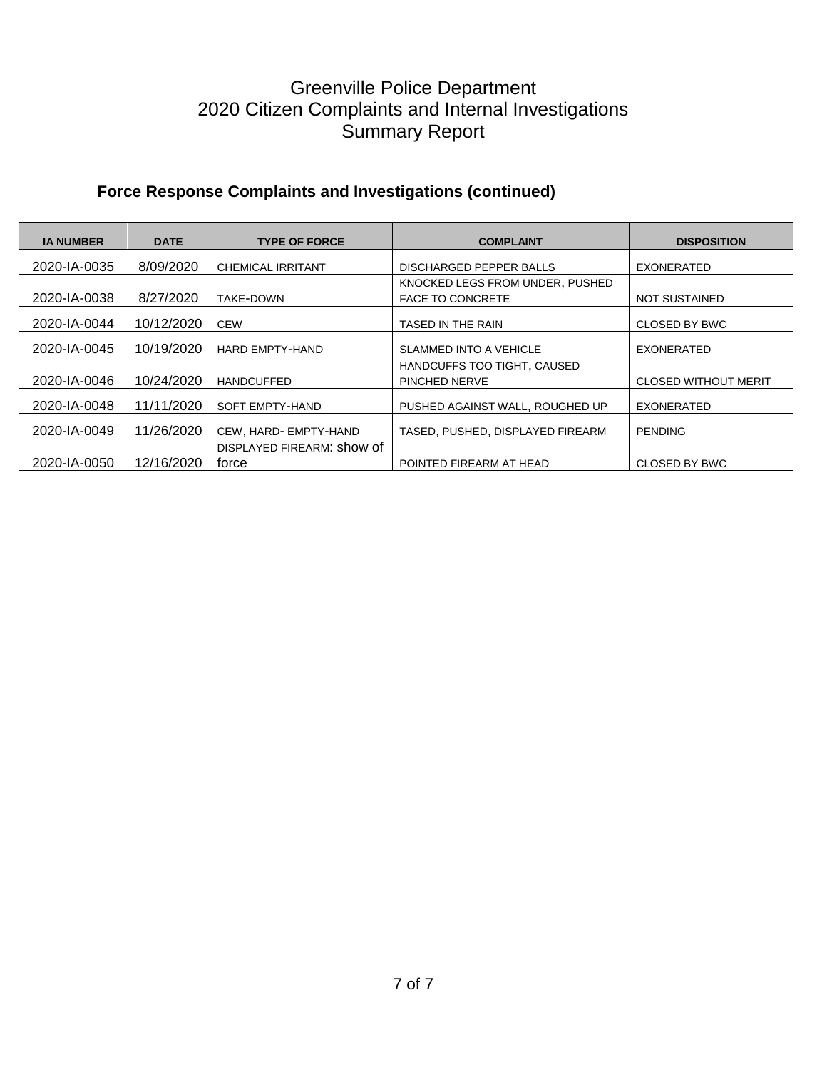# Greenville Police Department
# 2020 Citizen Complaints and Internal Investigations
# Summary Report

## Force Response Complaints and Investigations (continued)

| IA NUMBER | DATE | TYPE OF FORCE | COMPLAINT | DISPOSITION |
|---|---|---|---|---|
| 2020-IA-0035 | 8/09/2020 | CHEMICAL IRRITANT | DISCHARGED PEPPER BALLS | EXONERATED |
| 2020-IA-0038 | 8/27/2020 | TAKE-DOWN | KNOCKED LEGS FROM UNDER, PUSHED FACE TO CONCRETE | NOT SUSTAINED |
| 2020-IA-0044 | 10/12/2020 | CEW | TASED IN THE RAIN | CLOSED BY BWC |
| 2020-IA-0045 | 10/19/2020 | HARD EMPTY-HAND | SLAMMED INTO A VEHICLE | EXONERATED |
| 2020-IA-0046 | 10/24/2020 | HANDCUFFED | HANDCUFFS TOO TIGHT, CAUSED PINCHED NERVE | CLOSED WITHOUT MERIT |
| 2020-IA-0048 | 11/11/2020 | SOFT EMPTY-HAND | PUSHED AGAINST WALL, ROUGHED UP | EXONERATED |
| 2020-IA-0049 | 11/26/2020 | CEW, HARD- EMPTY-HAND | TASED, PUSHED, DISPLAYED FIREARM | PENDING |
| 2020-IA-0050 | 12/16/2020 | DISPLAYED FIREARM: show of force | POINTED FIREARM AT HEAD | CLOSED BY BWC |